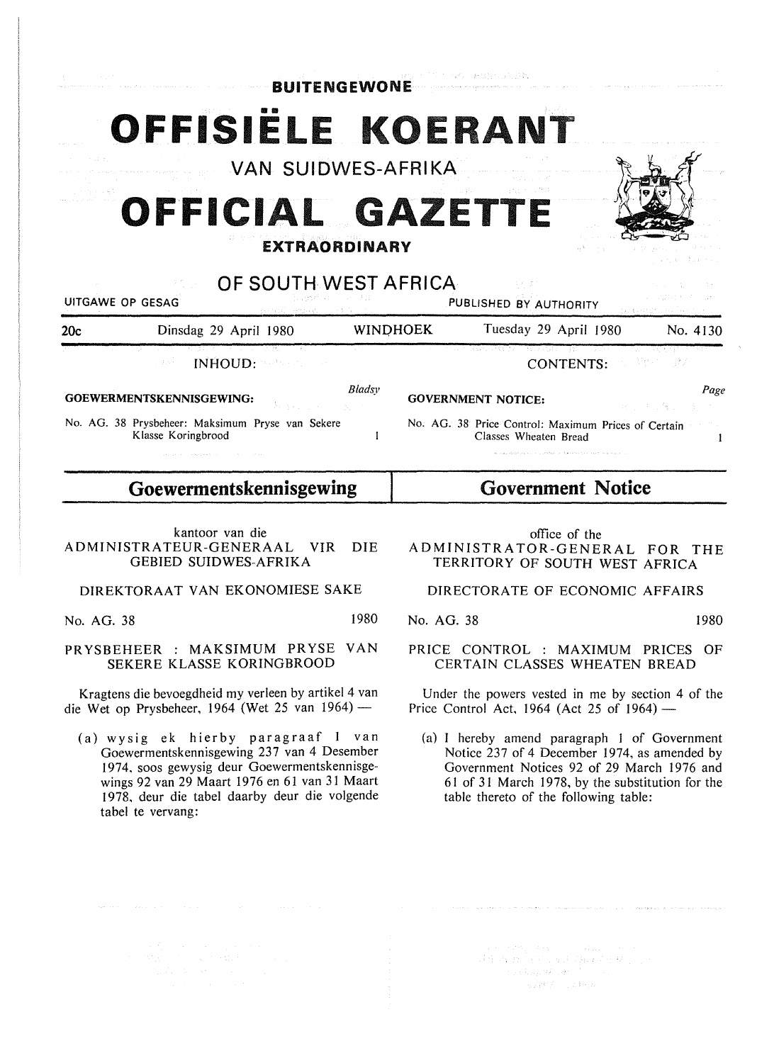**BUITENGEWONE**

# OFFISIËLE KOERANT

VAN SUIDWES-AFRIKA

# OFFICIAL GAZETTE

**EXTRAORDINARY**

OF SOUTH WEST AFRICA

UITGAWE OP GESAG — PUBLISHED BY AUTHORITY

| 20c | Dinsdag 29 April 1980 | WINDHOEK | Tuesday 29 April 1980 | No. 4130 |
|---|---|---|---|---|

INHOUD:

**GOEWERMENTSKENNISGEWING:** *Bladsy*

No. AG. 38 Prysbeheer: Maksimum Pryse van Sekere Klasse Koringbrood 1

CONTENTS:

**GOVERNMENT NOTICE:** *Page*

No. AG. 38 Price Control: Maximum Prices of Certain Classes Wheaten Bread 1

## Goewermentskennisgewing

kantoor van die
ADMINISTRATEUR-GENERAAL VIR DIE GEBIED SUIDWES-AFRIKA

DIREKTORAAT VAN EKONOMIESE SAKE

No. AG. 38 1980

PRYSBEHEER : MAKSIMUM PRYSE VAN SEKERE KLASSE KORINGBROOD

Kragtens die bevoegdheid my verleen by artikel 4 van die Wet op Prysbeheer, 1964 (Wet 25 van 1964) —

(a) wysig ek hierby paragraaf 1 van Goewermentskennisgewing 237 van 4 Desember 1974, soos gewysig deur Goewermentskennisgewings 92 van 29 Maart 1976 en 61 van 31 Maart 1978, deur die tabel daarby deur die volgende tabel te vervang:

## Government Notice

office of the
ADMINISTRATOR-GENERAL FOR THE TERRITORY OF SOUTH WEST AFRICA

DIRECTORATE OF ECONOMIC AFFAIRS

No. AG. 38 1980

PRICE CONTROL : MAXIMUM PRICES OF CERTAIN CLASSES WHEATEN BREAD

Under the powers vested in me by section 4 of the Price Control Act, 1964 (Act 25 of 1964) —

(a) I hereby amend paragraph 1 of Government Notice 237 of 4 December 1974, as amended by Government Notices 92 of 29 March 1976 and 61 of 31 March 1978, by the substitution for the table thereto of the following table: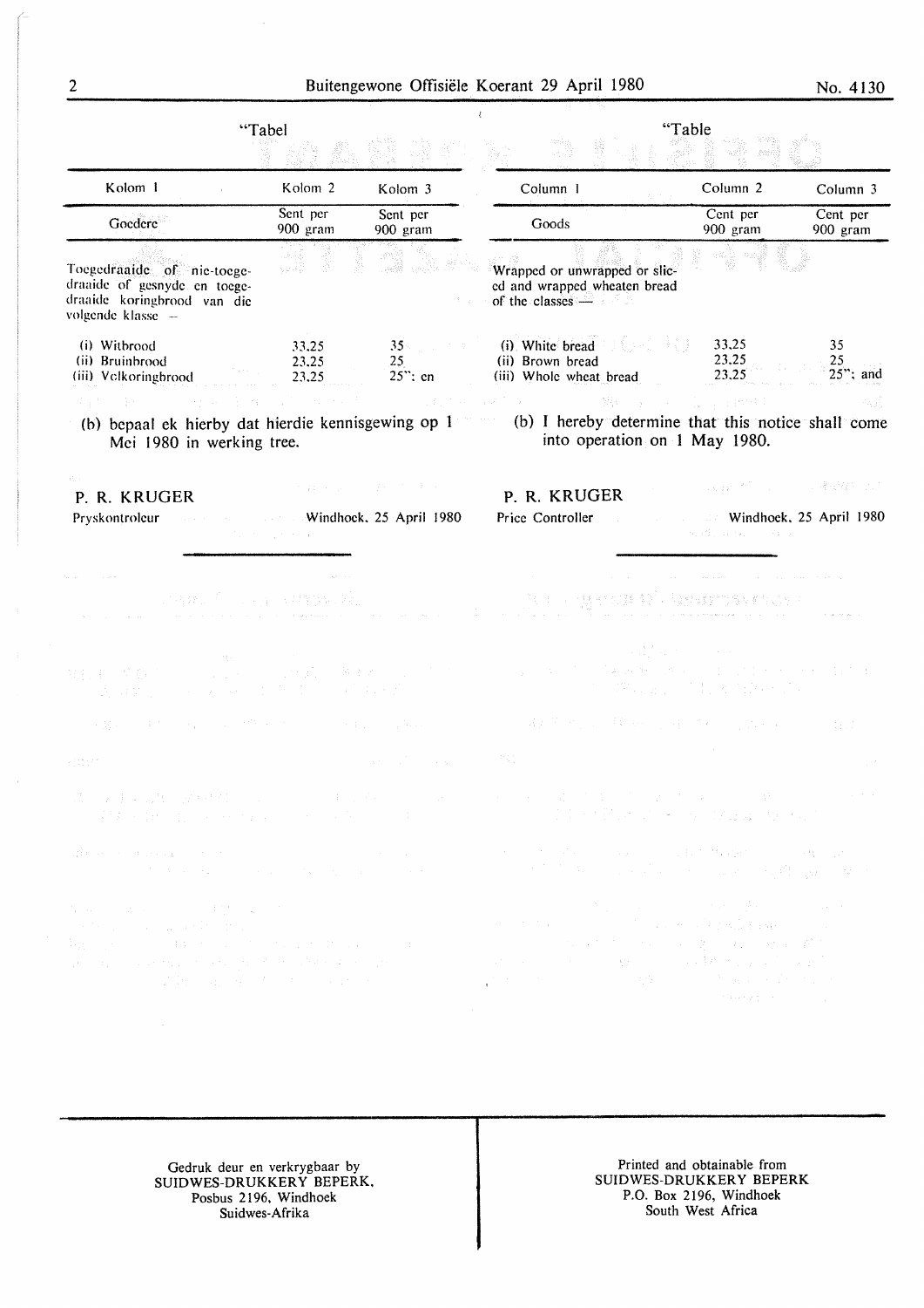"Tabel

| Kolom 1 | Kolom 2 | Kolom 3 |
|---|---|---|
| Goedere | Sent per 900 gram | Sent per 900 gram |
| Toegedraaide of nie-toegedraaide of gesnyde en toegedraaide koringbrood van die volgende klasse — | | |
| (i) Witbrood | 33,25 | 35 |
| (ii) Bruinbrood | 23,25 | 25 |
| (iii) Volkoringbrood | 23,25 | 25"; en |

(b) bepaal ek hierby dat hierdie kennisgewing op 1 Mei 1980 in werking tree.

P. R. KRUGER
Pryskontroleur

Windhoek, 25 April 1980

"Table

| Column 1 | Column 2 | Column 3 |
|---|---|---|
| Goods | Cent per 900 gram | Cent per 900 gram |
| Wrapped or unwrapped or sliced and wrapped wheaten bread of the classes — | | |
| (i) White bread | 33,25 | 35 |
| (ii) Brown bread | 23,25 | 25 |
| (iii) Whole wheat bread | 23,25 | 25"; and |

(b) I hereby determine that this notice shall come into operation on 1 May 1980.

P. R. KRUGER
Price Controller

Windhoek, 25 April 1980

Gedruk deur en verkrygbaar by
SUIDWES-DRUKKERY BEPERK,
Posbus 2196, Windhoek
Suidwes-Afrika

Printed and obtainable from
SUIDWES-DRUKKERY BEPERK
P.O. Box 2196, Windhoek
South West Africa